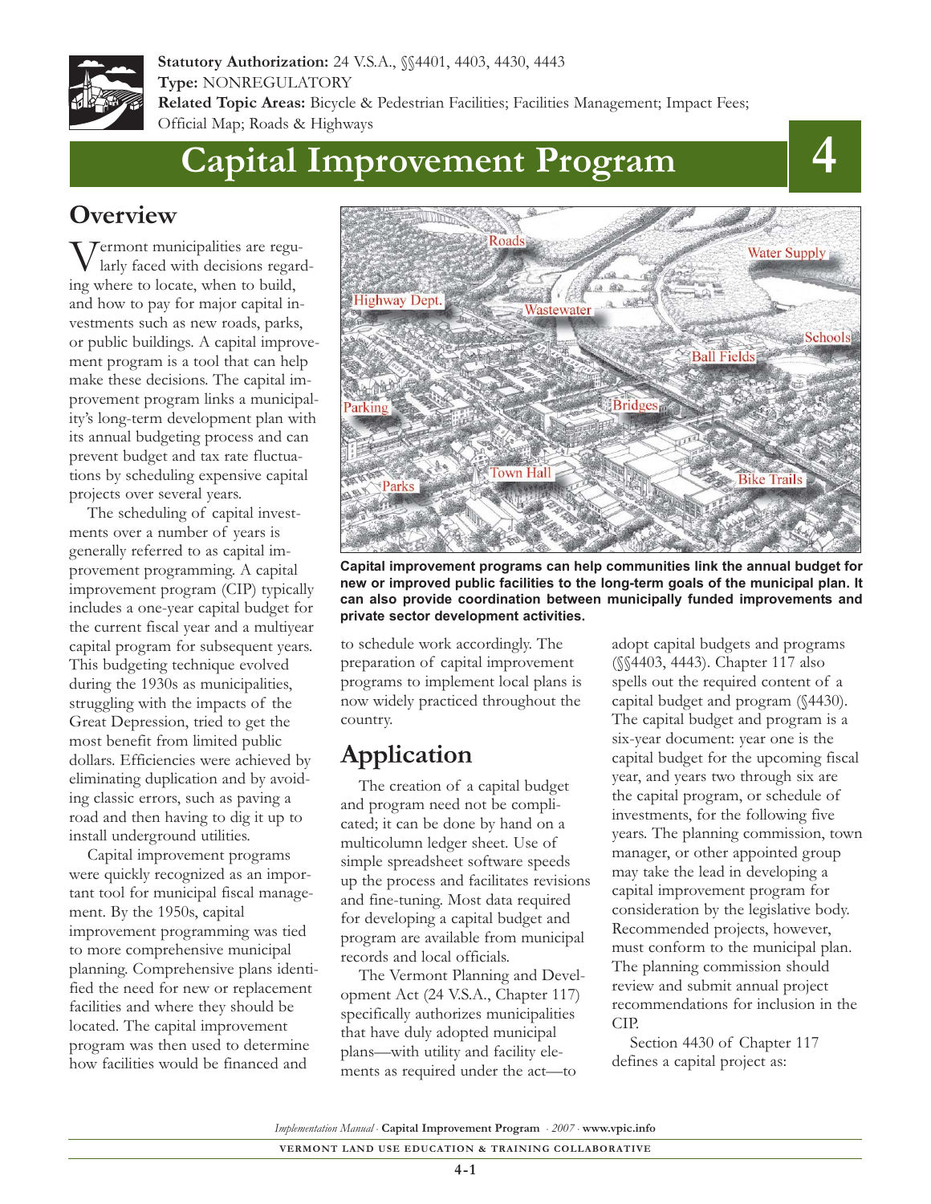**Statutory Authorization:** 24 V.S.A., §§4401, 4403, 4430, 4443
**Type:** NONREGULATORY
**Related Topic Areas:** Bicycle & Pedestrian Facilities; Facilities Management; Impact Fees; Official Map; Roads & Highways

# Capital Improvement Program 4

## Overview

Vermont municipalities are regularly faced with decisions regarding where to locate, when to build, and how to pay for major capital investments such as new roads, parks, or public buildings. A capital improvement program is a tool that can help make these decisions. The capital improvement program links a municipality's long-term development plan with its annual budgeting process and can prevent budget and tax rate fluctuations by scheduling expensive capital projects over several years.

The scheduling of capital investments over a number of years is generally referred to as capital improvement programming. A capital improvement program (CIP) typically includes a one-year capital budget for the current fiscal year and a multiyear capital program for subsequent years. This budgeting technique evolved during the 1930s as municipalities, struggling with the impacts of the Great Depression, tried to get the most benefit from limited public dollars. Efficiencies were achieved by eliminating duplication and by avoiding classic errors, such as paving a road and then having to dig it up to install underground utilities.

Capital improvement programs were quickly recognized as an important tool for municipal fiscal management. By the 1950s, capital improvement programming was tied to more comprehensive municipal planning. Comprehensive plans identified the need for new or replacement facilities and where they should be located. The capital improvement program was then used to determine how facilities would be financed and to schedule work accordingly. The preparation of capital improvement programs to implement local plans is now widely practiced throughout the country.

**Capital improvement programs can help communities link the annual budget for new or improved public facilities to the long-term goals of the municipal plan. It can also provide coordination between municipally funded improvements and private sector development activities.**

## Application

The creation of a capital budget and program need not be complicated; it can be done by hand on a multicolumn ledger sheet. Use of simple spreadsheet software speeds up the process and facilitates revisions and fine-tuning. Most data required for developing a capital budget and program are available from municipal records and local officials.

The Vermont Planning and Development Act (24 V.S.A., Chapter 117) specifically authorizes municipalities that have duly adopted municipal plans—with utility and facility elements as required under the act—to adopt capital budgets and programs (§§4403, 4443). Chapter 117 also spells out the required content of a capital budget and program (§4430). The capital budget and program is a six-year document: year one is the capital budget for the upcoming fiscal year, and years two through six are the capital program, or schedule of investments, for the following five years. The planning commission, town manager, or other appointed group may take the lead in developing a capital improvement program for consideration by the legislative body. Recommended projects, however, must conform to the municipal plan. The planning commission should review and submit annual project recommendations for inclusion in the CIP.

Section 4430 of Chapter 117 defines a capital project as: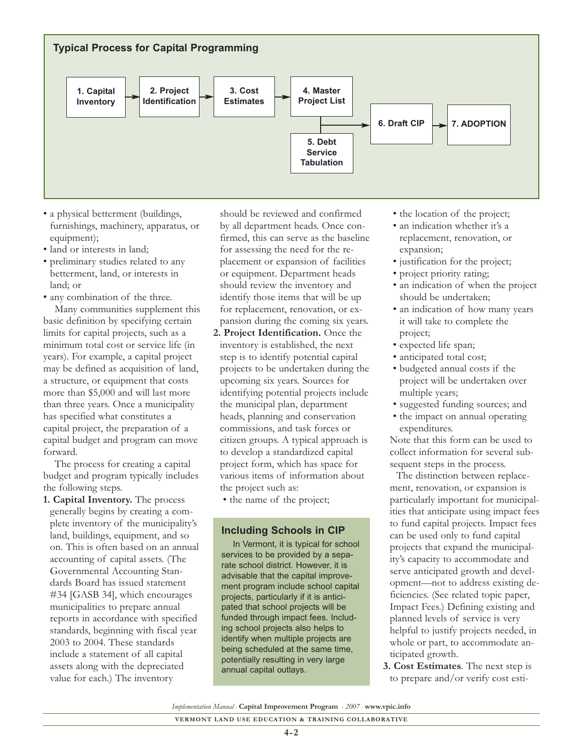**Typical Process for Capital Programming**

1. Capital Inventory → 2. Project Identification → 3. Cost Estimates → 4. Master Project List → 6. Draft CIP → 7. ADOPTION

5. Debt Service Tabulation → 6. Draft CIP

- a physical betterment (buildings, furnishings, machinery, apparatus, or equipment);
- land or interests in land;
- preliminary studies related to any betterment, land, or interests in land; or
- any combination of the three.

Many communities supplement this basic definition by specifying certain limits for capital projects, such as a minimum total cost or service life (in years). For example, a capital project may be defined as acquisition of land, a structure, or equipment that costs more than $5,000 and will last more than three years. Once a municipality has specified what constitutes a capital project, the preparation of a capital budget and program can move forward.

The process for creating a capital budget and program typically includes the following steps.

1. **Capital Inventory.** The process generally begins by creating a complete inventory of the municipality's land, buildings, equipment, and so on. This is often based on an annual accounting of capital assets. (The Governmental Accounting Standards Board has issued statement #34 [GASB 34], which encourages municipalities to prepare annual reports in accordance with specified standards, beginning with fiscal year 2003 to 2004. These standards include a statement of all capital assets along with the depreciated value for each.) The inventory should be reviewed and confirmed by all department heads. Once confirmed, this can serve as the baseline for assessing the need for the replacement or expansion of facilities or equipment. Department heads should review the inventory and identify those items that will be up for replacement, renovation, or expansion during the coming six years.
2. **Project Identification.** Once the inventory is established, the next step is to identify potential capital projects to be undertaken during the upcoming six years. Sources for identifying potential projects include the municipal plan, department heads, planning and conservation commissions, and task forces or citizen groups. A typical approach is to develop a standardized capital project form, which has space for various items of information about the project such as:
   - the name of the project;
   - the location of the project;
   - an indication whether it's a replacement, renovation, or expansion;
   - justification for the project;
   - project priority rating;
   - an indication of when the project should be undertaken;
   - an indication of how many years it will take to complete the project;
   - expected life span;
   - anticipated total cost;
   - budgeted annual costs if the project will be undertaken over multiple years;
   - suggested funding sources; and
   - the impact on annual operating expenditures.

   Note that this form can be used to collect information for several subsequent steps in the process.

   The distinction between replacement, renovation, or expansion is particularly important for municipalities that anticipate using impact fees to fund capital projects. Impact fees can be used only to fund capital projects that expand the municipality's capacity to accommodate and serve anticipated growth and development—not to address existing deficiencies. (See related topic paper, Impact Fees.) Defining existing and planned levels of service is very helpful to justify projects needed, in whole or part, to accommodate anticipated growth.
3. **Cost Estimates**. The next step is to prepare and/or verify cost esti-

### Including Schools in CIP

In Vermont, it is typical for school services to be provided by a separate school district. However, it is advisable that the capital improvement program include school capital projects, particularly if it is anticipated that school projects will be funded through impact fees. Including school projects also helps to identify when multiple projects are being scheduled at the same time, potentially resulting in very large annual capital outlays.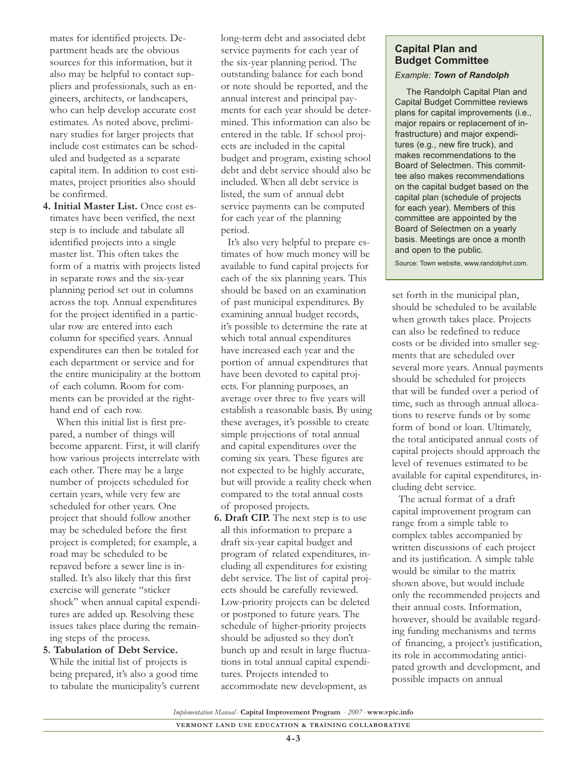mates for identified projects. Department heads are the obvious sources for this information, but it also may be helpful to contact suppliers and professionals, such as engineers, architects, or landscapers, who can help develop accurate cost estimates. As noted above, preliminary studies for larger projects that include cost estimates can be scheduled and budgeted as a separate capital item. In addition to cost estimates, project priorities also should be confirmed.

4. **Initial Master List.** Once cost estimates have been verified, the next step is to include and tabulate all identified projects into a single master list. This often takes the form of a matrix with projects listed in separate rows and the six-year planning period set out in columns across the top. Annual expenditures for the project identified in a particular row are entered into each column for specified years. Annual expenditures can then be totaled for each department or service and for the entire municipality at the bottom of each column. Room for comments can be provided at the right-hand end of each row.

   When this initial list is first prepared, a number of things will become apparent. First, it will clarify how various projects interrelate with each other. There may be a large number of projects scheduled for certain years, while very few are scheduled for other years. One project that should follow another may be scheduled before the first project is completed; for example, a road may be scheduled to be repaved before a sewer line is installed. It's also likely that this first exercise will generate "sticker shock" when annual capital expenditures are added up. Resolving these issues takes place during the remaining steps of the process.

5. **Tabulation of Debt Service.** While the initial list of projects is being prepared, it's also a good time to tabulate the municipality's current long-term debt and associated debt service payments for each year of the six-year planning period. The outstanding balance for each bond or note should be reported, and the annual interest and principal payments for each year should be determined. This information can also be entered in the table. If school projects are included in the capital budget and program, existing school debt and debt service should also be included. When all debt service is listed, the sum of annual debt service payments can be computed for each year of the planning period.

   It's also very helpful to prepare estimates of how much money will be available to fund capital projects for each of the six planning years. This should be based on an examination of past municipal expenditures. By examining annual budget records, it's possible to determine the rate at which total annual expenditures have increased each year and the portion of annual expenditures that have been devoted to capital projects. For planning purposes, an average over three to five years will establish a reasonable basis. By using these averages, it's possible to create simple projections of total annual and capital expenditures over the coming six years. These figures are not expected to be highly accurate, but will provide a reality check when compared to the total annual costs of proposed projects.

6. **Draft CIP.** The next step is to use all this information to prepare a draft six-year capital budget and program of related expenditures, including all expenditures for existing debt service. The list of capital projects should be carefully reviewed. Low-priority projects can be deleted or postponed to future years. The schedule of higher-priority projects should be adjusted so they don't bunch up and result in large fluctuations in total annual capital expenditures. Projects intended to accommodate new development, as set forth in the municipal plan, should be scheduled to be available when growth takes place. Projects can also be redefined to reduce costs or be divided into smaller segments that are scheduled over several more years. Annual payments should be scheduled for projects that will be funded over a period of time, such as through annual allocations to reserve funds or by some form of bond or loan. Ultimately, the total anticipated annual costs of capital projects should approach the level of revenues estimated to be available for capital expenditures, including debt service.

   The actual format of a draft capital improvement program can range from a simple table to complex tables accompanied by written discussions of each project and its justification. A simple table would be similar to the matrix shown above, but would include only the recommended projects and their annual costs. Information, however, should be available regarding funding mechanisms and terms of financing, a project's justification, its role in accommodating anticipated growth and development, and possible impacts on annual

> **Capital Plan and Budget Committee**
>
> *Example: **Town of Randolph***
>
> The Randolph Capital Plan and Capital Budget Committee reviews plans for capital improvements (i.e., major repairs or replacement of infrastructure) and major expenditures (e.g., new fire truck), and makes recommendations to the Board of Selectmen. This committee also makes recommendations on the capital budget based on the capital plan (schedule of projects for each year). Members of this committee are appointed by the Board of Selectmen on a yearly basis. Meetings are once a month and open to the public.
>
> Source: Town website, www.randolphvt.com.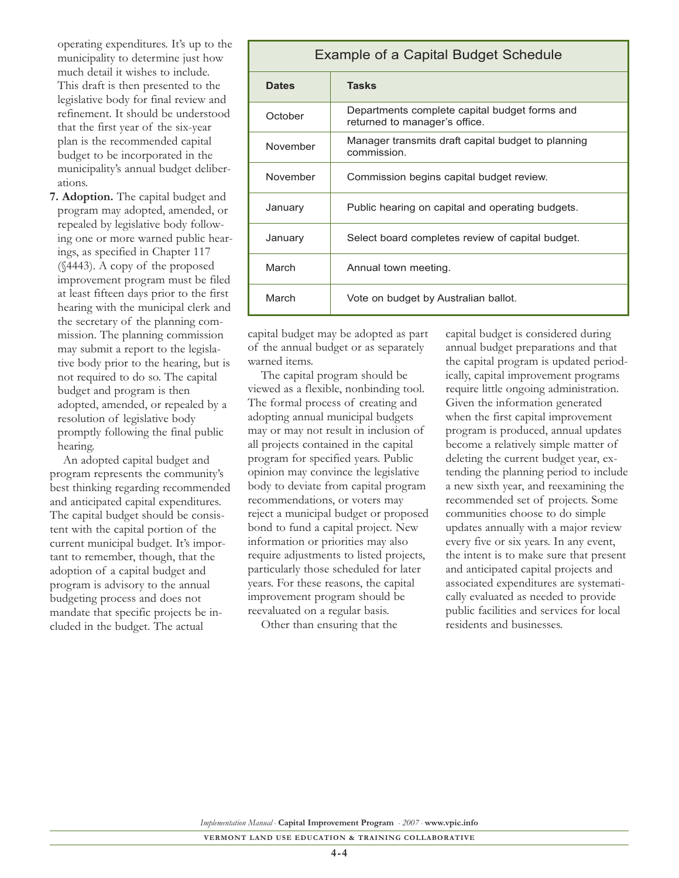operating expenditures. It's up to the municipality to determine just how much detail it wishes to include. This draft is then presented to the legislative body for final review and refinement. It should be understood that the first year of the six-year plan is the recommended capital budget to be incorporated in the municipality's annual budget deliberations.

7. **Adoption.** The capital budget and program may adopted, amended, or repealed by legislative body following one or more warned public hearings, as specified in Chapter 117 (§4443). A copy of the proposed improvement program must be filed at least fifteen days prior to the first hearing with the municipal clerk and the secretary of the planning commission. The planning commission may submit a report to the legislative body prior to the hearing, but is not required to do so. The capital budget and program is then adopted, amended, or repealed by a resolution of legislative body promptly following the final public hearing.

An adopted capital budget and program represents the community's best thinking regarding recommended and anticipated capital expenditures. The capital budget should be consistent with the capital portion of the current municipal budget. It's important to remember, though, that the adoption of a capital budget and program is advisory to the annual budgeting process and does not mandate that specific projects be included in the budget. The actual capital budget may be adopted as part of the annual budget or as separately warned items.

The capital program should be viewed as a flexible, nonbinding tool. The formal process of creating and adopting annual municipal budgets may or may not result in inclusion of all projects contained in the capital program for specified years. Public opinion may convince the legislative body to deviate from capital program recommendations, or voters may reject a municipal budget or proposed bond to fund a capital project. New information or priorities may also require adjustments to listed projects, particularly those scheduled for later years. For these reasons, the capital improvement program should be reevaluated on a regular basis.

Other than ensuring that the capital budget is considered during annual budget preparations and that the capital program is updated periodically, capital improvement programs require little ongoing administration. Given the information generated when the first capital improvement program is produced, annual updates become a relatively simple matter of deleting the current budget year, extending the planning period to include a new sixth year, and reexamining the recommended set of projects. Some communities choose to do simple updates annually with a major review every five or six years. In any event, the intent is to make sure that present and anticipated capital projects and associated expenditures are systematically evaluated as needed to provide public facilities and services for local residents and businesses.

### Example of a Capital Budget Schedule

| Dates | Tasks |
|---|---|
| October | Departments complete capital budget forms and returned to manager's office. |
| November | Manager transmits draft capital budget to planning commission. |
| November | Commission begins capital budget review. |
| January | Public hearing on capital and operating budgets. |
| January | Select board completes review of capital budget. |
| March | Annual town meeting. |
| March | Vote on budget by Australian ballot. |